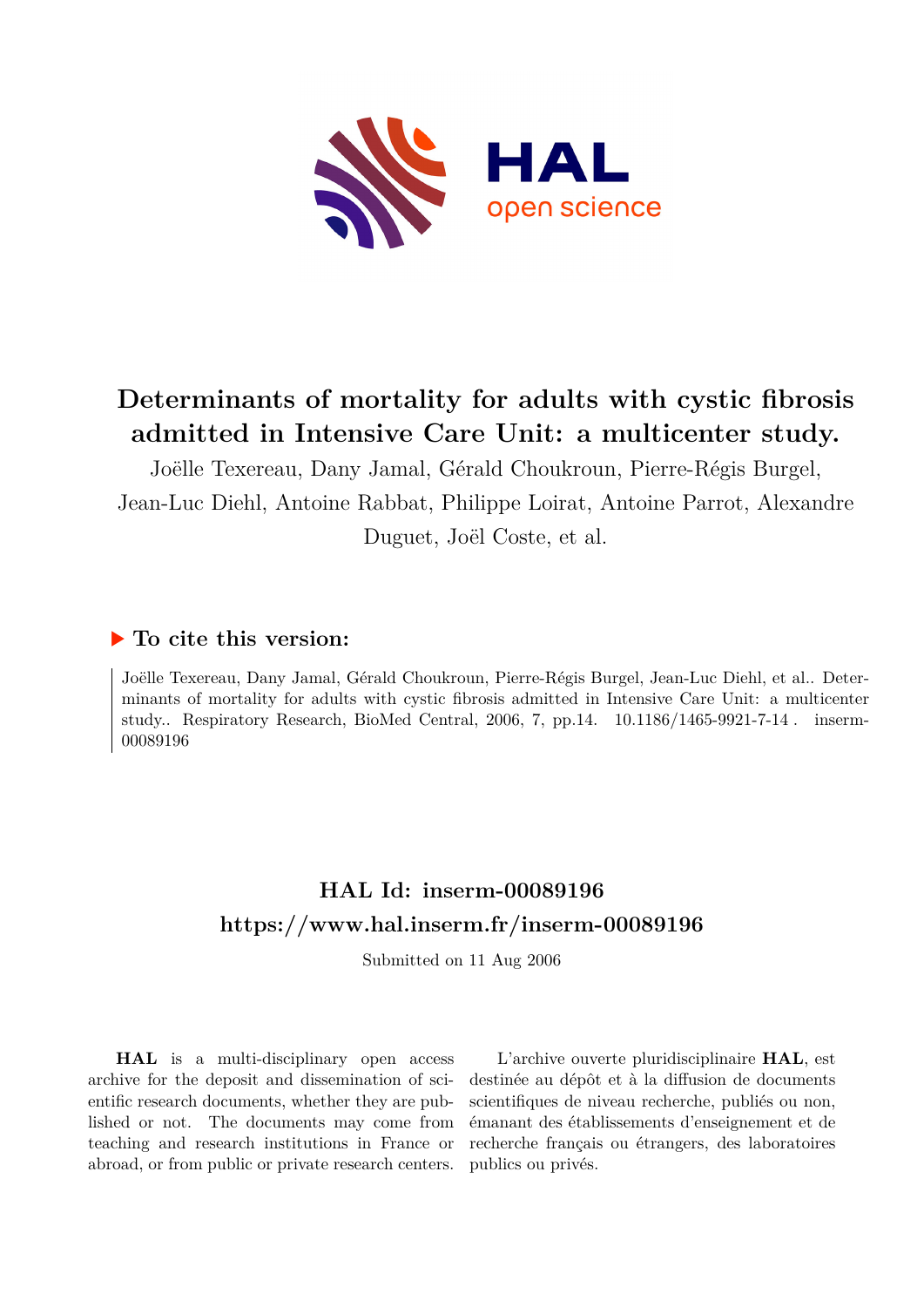# Determinants of mortality for adults with cystic fibrosis admitted in Intensive Care Unit: a multicenter study.

Joëlle Texereau, Dany Jamal, Gérald Choukroun, Pierre-Régis Burgel, Jean-Luc Diehl, Antoine Rabbat, Philippe Loirat, Antoine Parrot, Alexandre Duguet, Joël Coste, et al.

## ▶ To cite this version:

Joëlle Texereau, Dany Jamal, Gérald Choukroun, Pierre-Régis Burgel, Jean-Luc Diehl, et al.. Determinants of mortality for adults with cystic fibrosis admitted in Intensive Care Unit: a multicenter study.. Respiratory Research, BioMed Central, 2006, 7, pp.14. 10.1186/1465-9921-7-14 . inserm-00089196

## HAL Id: inserm-00089196

## https://www.hal.inserm.fr/inserm-00089196

Submitted on 11 Aug 2006

**HAL** is a multi-disciplinary open access archive for the deposit and dissemination of scientific research documents, whether they are published or not. The documents may come from teaching and research institutions in France or abroad, or from public or private research centers.

L'archive ouverte pluridisciplinaire **HAL**, est destinée au dépôt et à la diffusion de documents scientifiques de niveau recherche, publiés ou non, émanant des établissements d'enseignement et de recherche français ou étrangers, des laboratoires publics ou privés.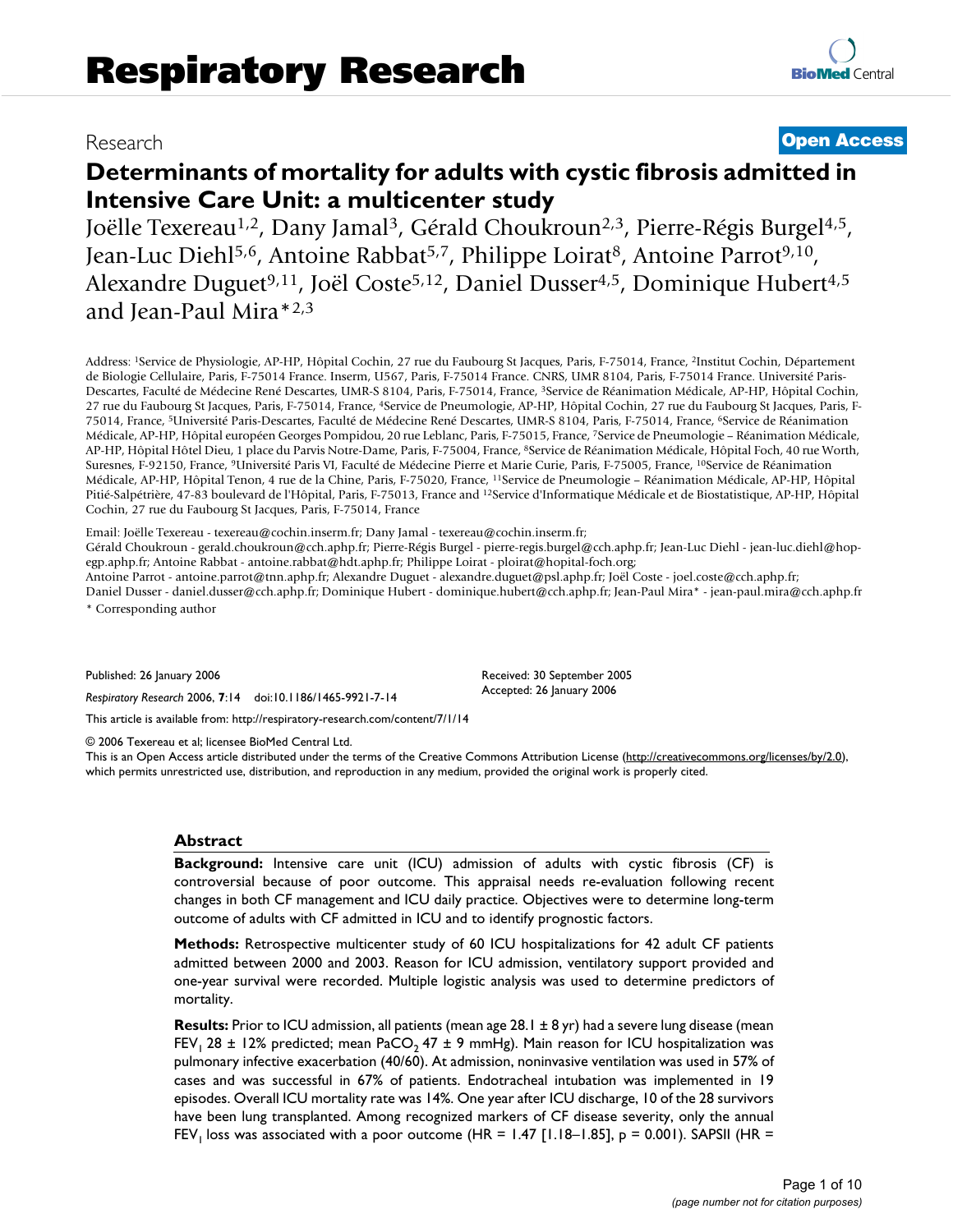# Respiratory Research

Research

**Open Access**

# Determinants of mortality for adults with cystic fibrosis admitted in Intensive Care Unit: a multicenter study

Joëlle Texereau[1,2], Dany Jamal[3], Gérald Choukroun[2,3], Pierre-Régis Burgel[4,5], Jean-Luc Diehl[5,6], Antoine Rabbat[5,7], Philippe Loirat[8], Antoine Parrot[9,10], Alexandre Duguet[9,11], Joël Coste[5,12], Daniel Dusser[4,5], Dominique Hubert[4,5] and Jean-Paul Mira*[2,3]

Address: [1]Service de Physiologie, AP-HP, Hôpital Cochin, 27 rue du Faubourg St Jacques, Paris, F-75014, France, [2]Institut Cochin, Département de Biologie Cellulaire, Paris, F-75014 France. Inserm, U567, Paris, F-75014 France. CNRS, UMR 8104, Paris, F-75014 France. Université Paris-Descartes, Faculté de Médecine René Descartes, UMR-S 8104, Paris, F-75014, France, [3]Service de Réanimation Médicale, AP-HP, Hôpital Cochin, 27 rue du Faubourg St Jacques, Paris, F-75014, France, [4]Service de Pneumologie, AP-HP, Hôpital Cochin, 27 rue du Faubourg St Jacques, Paris, F-75014, France, [5]Université Paris-Descartes, Faculté de Médecine René Descartes, UMR-S 8104, Paris, F-75014, France, [6]Service de Réanimation Médicale, AP-HP, Hôpital européen Georges Pompidou, 20 rue Leblanc, Paris, F-75015, France, [7]Service de Pneumologie – Réanimation Médicale, AP-HP, Hôpital Hôtel Dieu, 1 place du Parvis Notre-Dame, Paris, F-75004, France, [8]Service de Réanimation Médicale, Hôpital Foch, 40 rue Worth, Suresnes, F-92150, France, [9]Université Paris VI, Faculté de Médecine Pierre et Marie Curie, Paris, F-75005, France, [10]Service de Réanimation Médicale, AP-HP, Hôpital Tenon, 4 rue de la Chine, Paris, F-75020, France, [11]Service de Pneumologie – Réanimation Médicale, AP-HP, Hôpital Pitié-Salpétrière, 47-83 boulevard de l'Hôpital, Paris, F-75013, France and [12]Service d'Informatique Médicale et de Biostatistique, AP-HP, Hôpital Cochin, 27 rue du Faubourg St Jacques, Paris, F-75014, France

Email: Joëlle Texereau - texereau@cochin.inserm.fr; Dany Jamal - texereau@cochin.inserm.fr;
Gérald Choukroun - gerald.choukroun@cch.aphp.fr; Pierre-Régis Burgel - pierre-regis.burgel@cch.aphp.fr; Jean-Luc Diehl - jean-luc.diehl@hop-egp.aphp.fr; Antoine Rabbat - antoine.rabbat@hdt.aphp.fr; Philippe Loirat - ploirat@hopital-foch.org;
Antoine Parrot - antoine.parrot@tnn.aphp.fr; Alexandre Duguet - alexandre.duguet@psl.aphp.fr; Joël Coste - joel.coste@cch.aphp.fr;
Daniel Dusser - daniel.dusser@cch.aphp.fr; Dominique Hubert - dominique.hubert@cch.aphp.fr; Jean-Paul Mira* - jean-paul.mira@cch.aphp.fr

* Corresponding author

Published: 26 January 2006

*Respiratory Research* 2006, **7**:14 doi:10.1186/1465-9921-7-14

Received: 30 September 2005
Accepted: 26 January 2006

This article is available from: http://respiratory-research.com/content/7/1/14

© 2006 Texereau et al; licensee BioMed Central Ltd.
This is an Open Access article distributed under the terms of the Creative Commons Attribution License (http://creativecommons.org/licenses/by/2.0), which permits unrestricted use, distribution, and reproduction in any medium, provided the original work is properly cited.

## Abstract

**Background:** Intensive care unit (ICU) admission of adults with cystic fibrosis (CF) is controversial because of poor outcome. This appraisal needs re-evaluation following recent changes in both CF management and ICU daily practice. Objectives were to determine long-term outcome of adults with CF admitted in ICU and to identify prognostic factors.

**Methods:** Retrospective multicenter study of 60 ICU hospitalizations for 42 adult CF patients admitted between 2000 and 2003. Reason for ICU admission, ventilatory support provided and one-year survival were recorded. Multiple logistic analysis was used to determine predictors of mortality.

**Results:** Prior to ICU admission, all patients (mean age 28.1 ± 8 yr) had a severe lung disease (mean $FEV_1$ 28 ± 12% predicted; mean $PaCO_2$ 47 ± 9 mmHg). Main reason for ICU hospitalization was pulmonary infective exacerbation (40/60). At admission, noninvasive ventilation was used in 57% of cases and was successful in 67% of patients. Endotracheal intubation was implemented in 19 episodes. Overall ICU mortality rate was 14%. One year after ICU discharge, 10 of the 28 survivors have been lung transplanted. Among recognized markers of CF disease severity, only the annual $FEV_1$ loss was associated with a poor outcome (HR = 1.47 [1.18–1.85], p = 0.001). SAPSII (HR =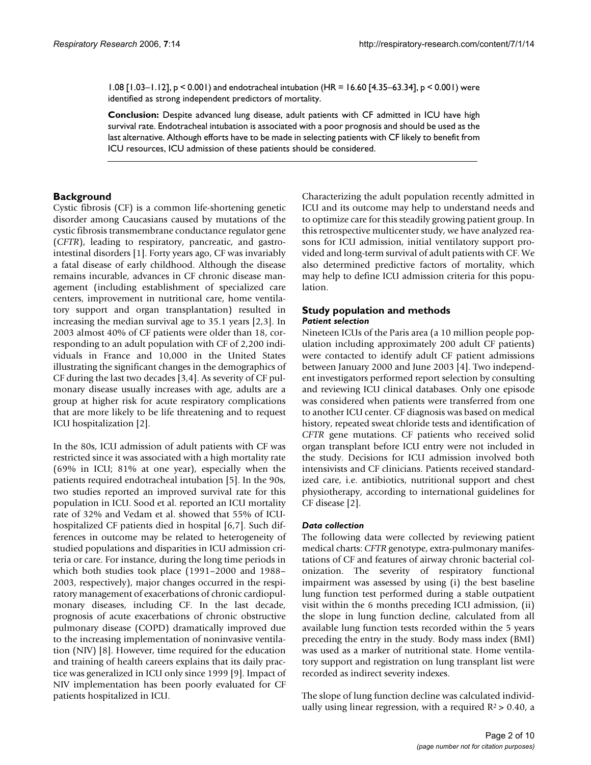1.08 [1.03–1.12], $p < 0.001$) and endotracheal intubation (HR = 16.60 [4.35–63.34], $p < 0.001$) were identified as strong independent predictors of mortality.

**Conclusion:** Despite advanced lung disease, adult patients with CF admitted in ICU have high survival rate. Endotracheal intubation is associated with a poor prognosis and should be used as the last alternative. Although efforts have to be made in selecting patients with CF likely to benefit from ICU resources, ICU admission of these patients should be considered.

## Background

Cystic fibrosis (CF) is a common life-shortening genetic disorder among Caucasians caused by mutations of the cystic fibrosis transmembrane conductance regulator gene (*CFTR*), leading to respiratory, pancreatic, and gastrointestinal disorders [1]. Forty years ago, CF was invariably a fatal disease of early childhood. Although the disease remains incurable, advances in CF chronic disease management (including establishment of specialized care centers, improvement in nutritional care, home ventilatory support and organ transplantation) resulted in increasing the median survival age to 35.1 years [2,3]. In 2003 almost 40% of CF patients were older than 18, corresponding to an adult population with CF of 2,200 individuals in France and 10,000 in the United States illustrating the significant changes in the demographics of CF during the last two decades [3,4]. As severity of CF pulmonary disease usually increases with age, adults are a group at higher risk for acute respiratory complications that are more likely to be life threatening and to request ICU hospitalization [2].

In the 80s, ICU admission of adult patients with CF was restricted since it was associated with a high mortality rate (69% in ICU; 81% at one year), especially when the patients required endotracheal intubation [5]. In the 90s, two studies reported an improved survival rate for this population in ICU. Sood et al. reported an ICU mortality rate of 32% and Vedam et al. showed that 55% of ICU-hospitalized CF patients died in hospital [6,7]. Such differences in outcome may be related to heterogeneity of studied populations and disparities in ICU admission criteria or care. For instance, during the long time periods in which both studies took place (1991–2000 and 1988–2003, respectively), major changes occurred in the respiratory management of exacerbations of chronic cardiopulmonary diseases, including CF. In the last decade, prognosis of acute exacerbations of chronic obstructive pulmonary disease (COPD) dramatically improved due to the increasing implementation of noninvasive ventilation (NIV) [8]. However, time required for the education and training of health careers explains that its daily practice was generalized in ICU only since 1999 [9]. Impact of NIV implementation has been poorly evaluated for CF patients hospitalized in ICU.

Characterizing the adult population recently admitted in ICU and its outcome may help to understand needs and to optimize care for this steadily growing patient group. In this retrospective multicenter study, we have analyzed reasons for ICU admission, initial ventilatory support provided and long-term survival of adult patients with CF. We also determined predictive factors of mortality, which may help to define ICU admission criteria for this population.

## Study population and methods

### *Patient selection*

Nineteen ICUs of the Paris area (a 10 million people population including approximately 200 adult CF patients) were contacted to identify adult CF patient admissions between January 2000 and June 2003 [4]. Two independent investigators performed report selection by consulting and reviewing ICU clinical databases. Only one episode was considered when patients were transferred from one to another ICU center. CF diagnosis was based on medical history, repeated sweat chloride tests and identification of *CFTR* gene mutations. CF patients who received solid organ transplant before ICU entry were not included in the study. Decisions for ICU admission involved both intensivists and CF clinicians. Patients received standardized care, i.e. antibiotics, nutritional support and chest physiotherapy, according to international guidelines for CF disease [2].

### *Data collection*

The following data were collected by reviewing patient medical charts: *CFTR* genotype, extra-pulmonary manifestations of CF and features of airway chronic bacterial colonization. The severity of respiratory functional impairment was assessed by using (i) the best baseline lung function test performed during a stable outpatient visit within the 6 months preceding ICU admission, (ii) the slope in lung function decline, calculated from all available lung function tests recorded within the 5 years preceding the entry in the study. Body mass index (BMI) was used as a marker of nutritional state. Home ventilatory support and registration on lung transplant list were recorded as indirect severity indexes.

The slope of lung function decline was calculated individually using linear regression, with a required $R^2 > 0.40$, a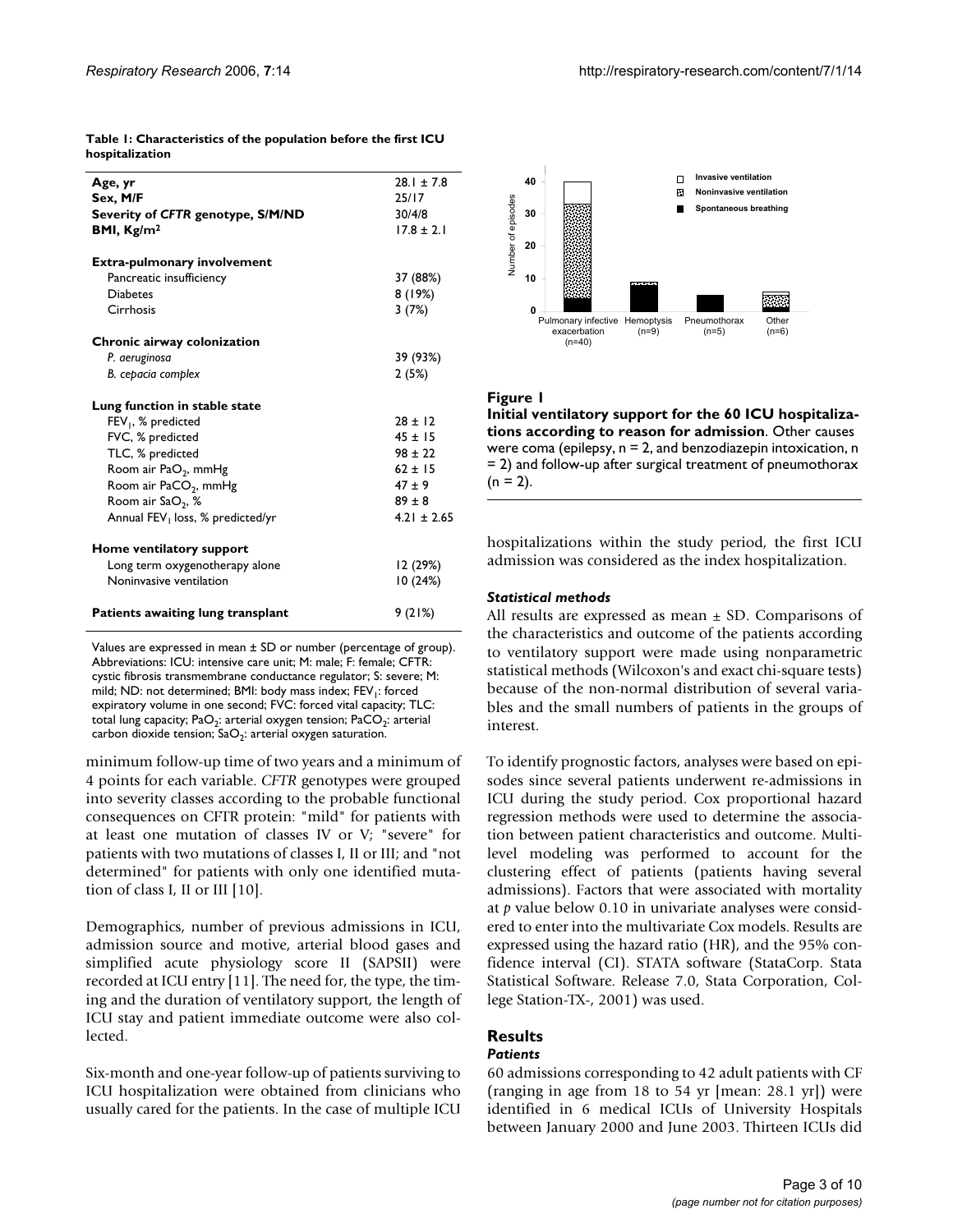**Table 1: Characteristics of the population before the first ICU hospitalization**

| | |
|---|---|
| **Age, yr** | 28.1 ± 7.8 |
| **Sex, M/F** | 25/17 |
| **Severity of *CFTR* genotype, S/M/ND** | 30/4/8 |
| **BMI, Kg/m²** | 17.8 ± 2.1 |
| **Extra-pulmonary involvement** | |
| Pancreatic insufficiency | 37 (88%) |
| Diabetes | 8 (19%) |
| Cirrhosis | 3 (7%) |
| **Chronic airway colonization** | |
| *P. aeruginosa* | 39 (93%) |
| *B. cepacia complex* | 2 (5%) |
| **Lung function in stable state** | |
| $FEV_1$, % predicted | 28 ± 12 |
| FVC, % predicted | 45 ± 15 |
| TLC, % predicted | 98 ± 22 |
| Room air $PaO_2$, mmHg | 62 ± 15 |
| Room air $PaCO_2$, mmHg | 47 ± 9 |
| Room air $SaO_2$, % | 89 ± 8 |
| Annual $FEV_1$ loss, % predicted/yr | 4.21 ± 2.65 |
| **Home ventilatory support** | |
| Long term oxygenotherapy alone | 12 (29%) |
| Noninvasive ventilation | 10 (24%) |
| **Patients awaiting lung transplant** | 9 (21%) |

Values are expressed in mean ± SD or number (percentage of group). Abbreviations: ICU: intensive care unit; M: male; F: female; CFTR: cystic fibrosis transmembrane conductance regulator; S: severe; M: mild; ND: not determined; BMI: body mass index; $FEV_1$: forced expiratory volume in one second; FVC: forced vital capacity; TLC: total lung capacity; $PaO_2$: arterial oxygen tension; $PaCO_2$: arterial carbon dioxide tension; $SaO_2$: arterial oxygen saturation.

minimum follow-up time of two years and a minimum of 4 points for each variable. *CFTR* genotypes were grouped into severity classes according to the probable functional consequences on CFTR protein: "mild" for patients with at least one mutation of classes IV or V; "severe" for patients with two mutations of classes I, II or III; and "not determined" for patients with only one identified mutation of class I, II or III [10].

Demographics, number of previous admissions in ICU, admission source and motive, arterial blood gases and simplified acute physiology score II (SAPSII) were recorded at ICU entry [11]. The need for, the type, the timing and the duration of ventilatory support, the length of ICU stay and patient immediate outcome were also collected.

Six-month and one-year follow-up of patients surviving to ICU hospitalization were obtained from clinicians who usually cared for the patients. In the case of multiple ICU hospitalizations within the study period, the first ICU admission was considered as the index hospitalization.

**Figure 1**

**Initial ventilatory support for the 60 ICU hospitalizations according to reason for admission**. Other causes were coma (epilepsy, n = 2, and benzodiazepin intoxication, n = 2) and follow-up after surgical treatment of pneumothorax (n = 2).

### *Statistical methods*

All results are expressed as mean ± SD. Comparisons of the characteristics and outcome of the patients according to ventilatory support were made using nonparametric statistical methods (Wilcoxon's and exact chi-square tests) because of the non-normal distribution of several variables and the small numbers of patients in the groups of interest.

To identify prognostic factors, analyses were based on episodes since several patients underwent re-admissions in ICU during the study period. Cox proportional hazard regression methods were used to determine the association between patient characteristics and outcome. Multilevel modeling was performed to account for the clustering effect of patients (patients having several admissions). Factors that were associated with mortality at *p* value below 0.10 in univariate analyses were considered to enter into the multivariate Cox models. Results are expressed using the hazard ratio (HR), and the 95% confidence interval (CI). STATA software (StataCorp. Stata Statistical Software. Release 7.0, Stata Corporation, College Station-TX-, 2001) was used.

## Results

### *Patients*

60 admissions corresponding to 42 adult patients with CF (ranging in age from 18 to 54 yr [mean: 28.1 yr]) were identified in 6 medical ICUs of University Hospitals between January 2000 and June 2003. Thirteen ICUs did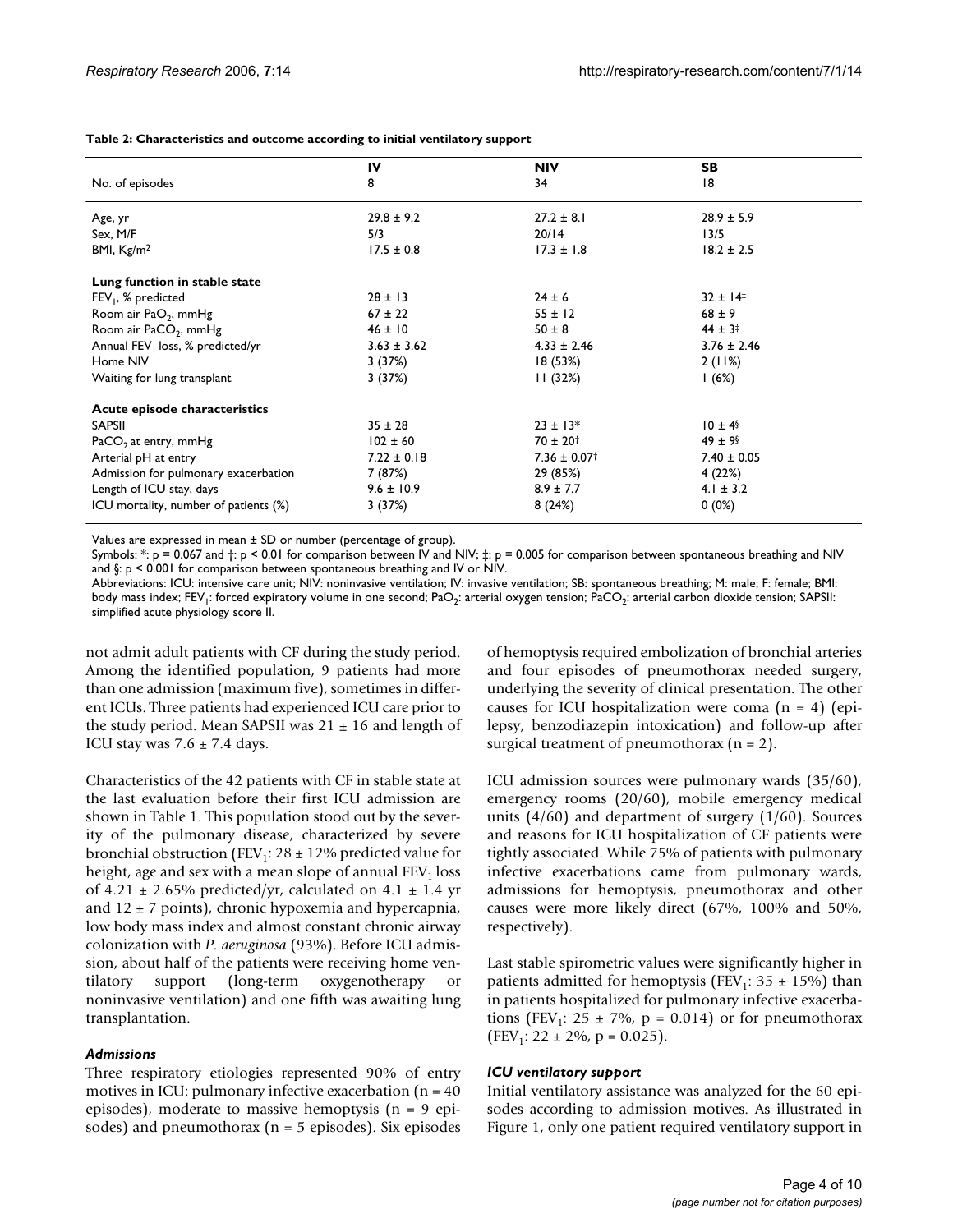**Table 2: Characteristics and outcome according to initial ventilatory support**

| | IV | NIV | SB |
|---|---|---|---|
| No. of episodes | 8 | 34 | 18 |
| Age, yr | $29.8 \pm 9.2$ | $27.2 \pm 8.1$ | $28.9 \pm 5.9$ |
| Sex, M/F | 5/3 | 20/14 | 13/5 |
| BMI, $Kg/m^2$ | $17.5 \pm 0.8$ | $17.3 \pm 1.8$ | $18.2 \pm 2.5$ |
| **Lung function in stable state** | | | |
| $FEV_1$, % predicted | $28 \pm 13$ | $24 \pm 6$ | $32 \pm 14^‡$ |
| Room air $PaO_2$, mmHg | $67 \pm 22$ | $55 \pm 12$ | $68 \pm 9$ |
| Room air $PaCO_2$, mmHg | $46 \pm 10$ | $50 \pm 8$ | $44 \pm 3^‡$ |
| Annual $FEV_1$ loss, % predicted/yr | $3.63 \pm 3.62$ | $4.33 \pm 2.46$ | $3.76 \pm 2.46$ |
| Home NIV | 3 (37%) | 18 (53%) | 2 (11%) |
| Waiting for lung transplant | 3 (37%) | 11 (32%) | 1 (6%) |
| **Acute episode characteristics** | | | |
| SAPSII | $35 \pm 28$ | $23 \pm 13^*$ | $10 \pm 4^§$ |
| $PaCO_2$ at entry, mmHg | $102 \pm 60$ | $70 \pm 20^†$ | $49 \pm 9^§$ |
| Arterial pH at entry | $7.22 \pm 0.18$ | $7.36 \pm 0.07^†$ | $7.40 \pm 0.05$ |
| Admission for pulmonary exacerbation | 7 (87%) | 29 (85%) | 4 (22%) |
| Length of ICU stay, days | $9.6 \pm 10.9$ | $8.9 \pm 7.7$ | $4.1 \pm 3.2$ |
| ICU mortality, number of patients (%) | 3 (37%) | 8 (24%) | 0 (0%) |

Values are expressed in mean ± SD or number (percentage of group).

Symbols: *: $p = 0.067$ and †: $p < 0.01$ for comparison between IV and NIV; ‡: $p = 0.005$ for comparison between spontaneous breathing and NIV and §: $p < 0.001$ for comparison between spontaneous breathing and IV or NIV.

Abbreviations: ICU: intensive care unit; NIV: noninvasive ventilation; IV: invasive ventilation; SB: spontaneous breathing; M: male; F: female; BMI: body mass index; $FEV_1$: forced expiratory volume in one second; $PaO_2$: arterial oxygen tension; $PaCO_2$: arterial carbon dioxide tension; SAPSII: simplified acute physiology score II.

not admit adult patients with CF during the study period. Among the identified population, 9 patients had more than one admission (maximum five), sometimes in different ICUs. Three patients had experienced ICU care prior to the study period. Mean SAPSII was $21 \pm 16$ and length of ICU stay was $7.6 \pm 7.4$ days.

Characteristics of the 42 patients with CF in stable state at the last evaluation before their first ICU admission are shown in Table 1. This population stood out by the severity of the pulmonary disease, characterized by severe bronchial obstruction ($FEV_1$: $28 \pm 12$% predicted value for height, age and sex with a mean slope of annual $FEV_1$ loss of $4.21 \pm 2.65$% predicted/yr, calculated on $4.1 \pm 1.4$ yr and $12 \pm 7$ points), chronic hypoxemia and hypercapnia, low body mass index and almost constant chronic airway colonization with *P. aeruginosa* (93%). Before ICU admission, about half of the patients were receiving home ventilatory support (long-term oxygenotherapy or noninvasive ventilation) and one fifth was awaiting lung transplantation.

### *Admissions*

Three respiratory etiologies represented 90% of entry motives in ICU: pulmonary infective exacerbation (n = 40 episodes), moderate to massive hemoptysis (n = 9 episodes) and pneumothorax (n = 5 episodes). Six episodes of hemoptysis required embolization of bronchial arteries and four episodes of pneumothorax needed surgery, underlying the severity of clinical presentation. The other causes for ICU hospitalization were coma (n = 4) (epilepsy, benzodiazepin intoxication) and follow-up after surgical treatment of pneumothorax (n = 2).

ICU admission sources were pulmonary wards (35/60), emergency rooms (20/60), mobile emergency medical units (4/60) and department of surgery (1/60). Sources and reasons for ICU hospitalization of CF patients were tightly associated. While 75% of patients with pulmonary infective exacerbations came from pulmonary wards, admissions for hemoptysis, pneumothorax and other causes were more likely direct (67%, 100% and 50%, respectively).

Last stable spirometric values were significantly higher in patients admitted for hemoptysis ($FEV_1$: $35 \pm 15$%) than in patients hospitalized for pulmonary infective exacerbations ($FEV_1$: $25 \pm 7$%, $p = 0.014$) or for pneumothorax ($FEV_1$: $22 \pm 2$%, $p = 0.025$).

### *ICU ventilatory support*

Initial ventilatory assistance was analyzed for the 60 episodes according to admission motives. As illustrated in Figure 1, only one patient required ventilatory support in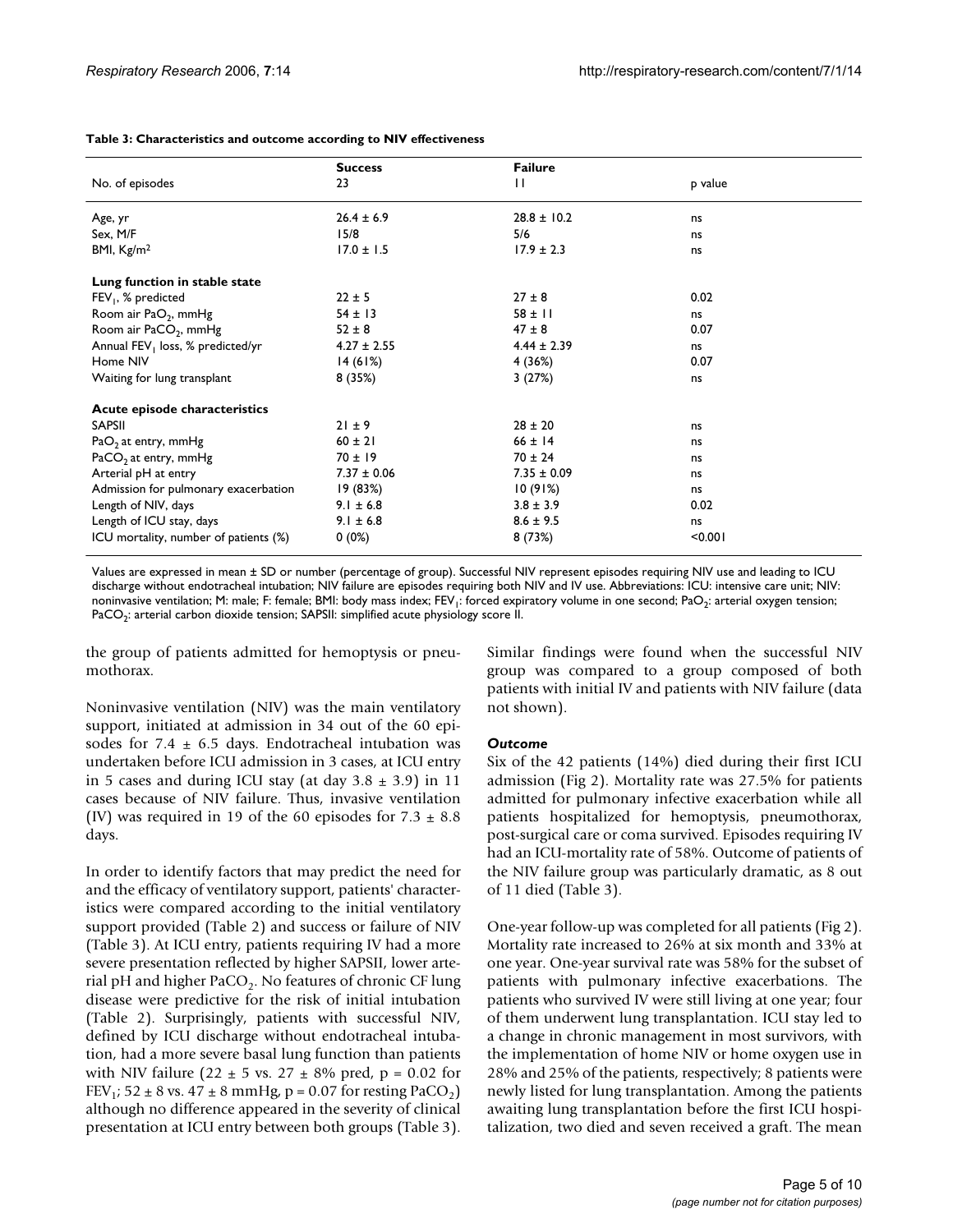**Table 3: Characteristics and outcome according to NIV effectiveness**

| No. of episodes | Success<br>23 | Failure<br>11 | p value |
|---|---|---|---|
| Age, yr | 26.4 ± 6.9 | 28.8 ± 10.2 | ns |
| Sex, M/F | 15/8 | 5/6 | ns |
| BMI, Kg/m$^2$ | 17.0 ± 1.5 | 17.9 ± 2.3 | ns |
| **Lung function in stable state** | | | |
| $FEV_1$, % predicted | 22 ± 5 | 27 ± 8 | 0.02 |
| Room air $PaO_2$, mmHg | 54 ± 13 | 58 ± 11 | ns |
| Room air $PaCO_2$, mmHg | 52 ± 8 | 47 ± 8 | 0.07 |
| Annual $FEV_1$ loss, % predicted/yr | 4.27 ± 2.55 | 4.44 ± 2.39 | ns |
| Home NIV | 14 (61%) | 4 (36%) | 0.07 |
| Waiting for lung transplant | 8 (35%) | 3 (27%) | ns |
| **Acute episode characteristics** | | | |
| SAPSII | 21 ± 9 | 28 ± 20 | ns |
| $PaO_2$ at entry, mmHg | 60 ± 21 | 66 ± 14 | ns |
| $PaCO_2$ at entry, mmHg | 70 ± 19 | 70 ± 24 | ns |
| Arterial pH at entry | 7.37 ± 0.06 | 7.35 ± 0.09 | ns |
| Admission for pulmonary exacerbation | 19 (83%) | 10 (91%) | ns |
| Length of NIV, days | 9.1 ± 6.8 | 3.8 ± 3.9 | 0.02 |
| Length of ICU stay, days | 9.1 ± 6.8 | 8.6 ± 9.5 | ns |
| ICU mortality, number of patients (%) | 0 (0%) | 8 (73%) | <0.001 |

Values are expressed in mean ± SD or number (percentage of group). Successful NIV represent episodes requiring NIV use and leading to ICU discharge without endotracheal intubation; NIV failure are episodes requiring both NIV and IV use. Abbreviations: ICU: intensive care unit; NIV: noninvasive ventilation; M: male; F: female; BMI: body mass index; $FEV_1$: forced expiratory volume in one second; $PaO_2$: arterial oxygen tension; $PaCO_2$: arterial carbon dioxide tension; SAPSII: simplified acute physiology score II.

the group of patients admitted for hemoptysis or pneumothorax.

Noninvasive ventilation (NIV) was the main ventilatory support, initiated at admission in 34 out of the 60 episodes for 7.4 ± 6.5 days. Endotracheal intubation was undertaken before ICU admission in 3 cases, at ICU entry in 5 cases and during ICU stay (at day 3.8 ± 3.9) in 11 cases because of NIV failure. Thus, invasive ventilation (IV) was required in 19 of the 60 episodes for 7.3 ± 8.8 days.

In order to identify factors that may predict the need for and the efficacy of ventilatory support, patients' characteristics were compared according to the initial ventilatory support provided (Table 2) and success or failure of NIV (Table 3). At ICU entry, patients requiring IV had a more severe presentation reflected by higher SAPSII, lower arterial pH and higher $PaCO_2$. No features of chronic CF lung disease were predictive for the risk of initial intubation (Table 2). Surprisingly, patients with successful NIV, defined by ICU discharge without endotracheal intubation, had a more severe basal lung function than patients with NIV failure (22 ± 5 vs. 27 ± 8% pred, $p = 0.02$ for $FEV_1$; 52 ± 8 vs. 47 ± 8 mmHg, $p = 0.07$ for resting $PaCO_2$) although no difference appeared in the severity of clinical presentation at ICU entry between both groups (Table 3). Similar findings were found when the successful NIV group was compared to a group composed of both patients with initial IV and patients with NIV failure (data not shown).

### *Outcome*

Six of the 42 patients (14%) died during their first ICU admission (Fig 2). Mortality rate was 27.5% for patients admitted for pulmonary infective exacerbation while all patients hospitalized for hemoptysis, pneumothorax, post-surgical care or coma survived. Episodes requiring IV had an ICU-mortality rate of 58%. Outcome of patients of the NIV failure group was particularly dramatic, as 8 out of 11 died (Table 3).

One-year follow-up was completed for all patients (Fig 2). Mortality rate increased to 26% at six month and 33% at one year. One-year survival rate was 58% for the subset of patients with pulmonary infective exacerbations. The patients who survived IV were still living at one year; four of them underwent lung transplantation. ICU stay led to a change in chronic management in most survivors, with the implementation of home NIV or home oxygen use in 28% and 25% of the patients, respectively; 8 patients were newly listed for lung transplantation. Among the patients awaiting lung transplantation before the first ICU hospitalization, two died and seven received a graft. The mean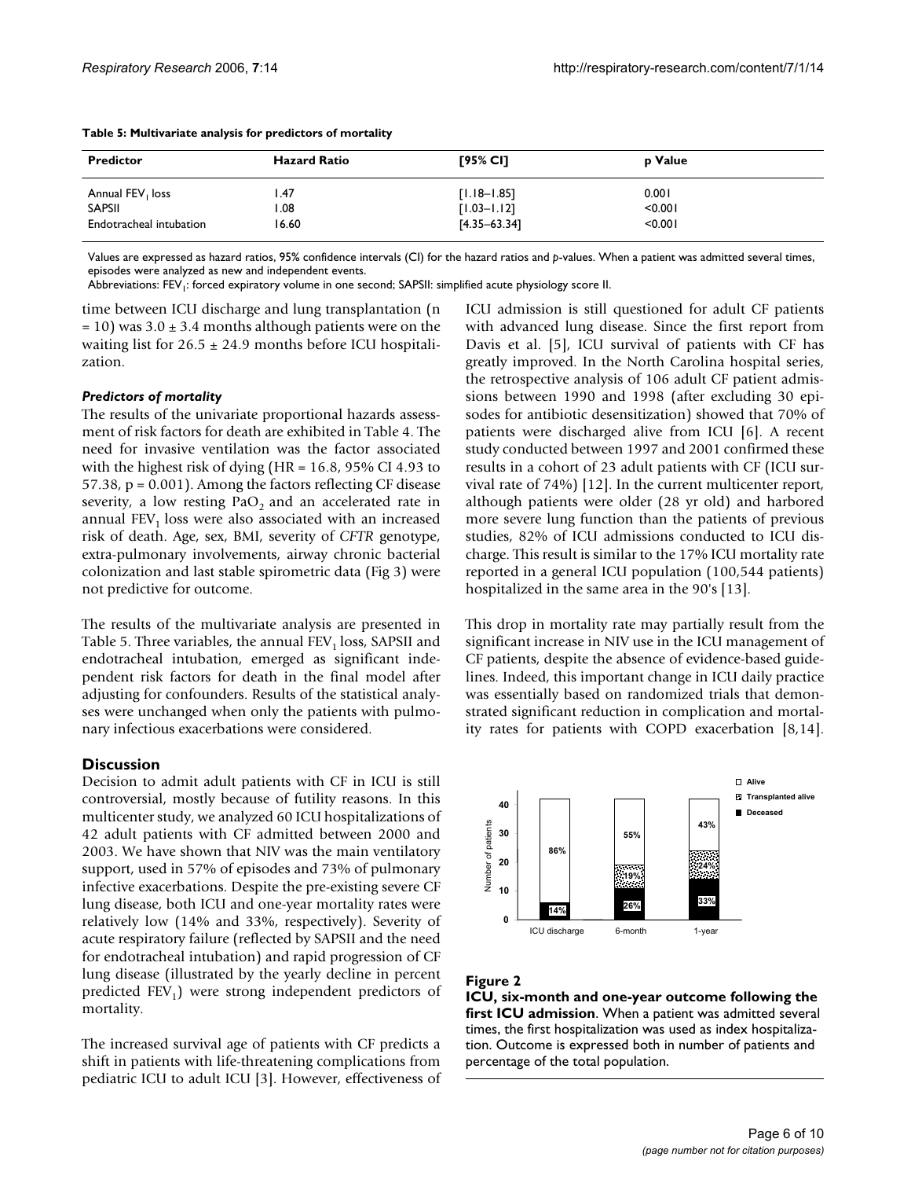**Table 5: Multivariate analysis for predictors of mortality**

| Predictor | Hazard Ratio | [95% CI] | p Value |
|---|---|---|---|
| Annual $FEV_1$ loss | 1.47 | [1.18–1.85] | 0.001 |
| SAPSII | 1.08 | [1.03–1.12] | <0.001 |
| Endotracheal intubation | 16.60 | [4.35–63.34] | <0.001 |

Values are expressed as hazard ratios, 95% confidence intervals (CI) for the hazard ratios and *p*-values. When a patient was admitted several times, episodes were analyzed as new and independent events.
Abbreviations: $FEV_1$: forced expiratory volume in one second; SAPSII: simplified acute physiology score II.

time between ICU discharge and lung transplantation (n = 10) was 3.0 ± 3.4 months although patients were on the waiting list for 26.5 ± 24.9 months before ICU hospitalization.

### *Predictors of mortality*

The results of the univariate proportional hazards assessment of risk factors for death are exhibited in Table 4. The need for invasive ventilation was the factor associated with the highest risk of dying (HR = 16.8, 95% CI 4.93 to 57.38, $p = 0.001$). Among the factors reflecting CF disease severity, a low resting $PaO_2$ and an accelerated rate in annual $FEV_1$ loss were also associated with an increased risk of death. Age, sex, BMI, severity of *CFTR* genotype, extra-pulmonary involvements, airway chronic bacterial colonization and last stable spirometric data (Fig 3) were not predictive for outcome.

The results of the multivariate analysis are presented in Table 5. Three variables, the annual $FEV_1$ loss, SAPSII and endotracheal intubation, emerged as significant independent risk factors for death in the final model after adjusting for confounders. Results of the statistical analyses were unchanged when only the patients with pulmonary infectious exacerbations were considered.

## Discussion

Decision to admit adult patients with CF in ICU is still controversial, mostly because of futility reasons. In this multicenter study, we analyzed 60 ICU hospitalizations of 42 adult patients with CF admitted between 2000 and 2003. We have shown that NIV was the main ventilatory support, used in 57% of episodes and 73% of pulmonary infective exacerbations. Despite the pre-existing severe CF lung disease, both ICU and one-year mortality rates were relatively low (14% and 33%, respectively). Severity of acute respiratory failure (reflected by SAPSII and the need for endotracheal intubation) and rapid progression of CF lung disease (illustrated by the yearly decline in percent predicted $FEV_1$) were strong independent predictors of mortality.

The increased survival age of patients with CF predicts a shift in patients with life-threatening complications from pediatric ICU to adult ICU [3]. However, effectiveness of ICU admission is still questioned for adult CF patients with advanced lung disease. Since the first report from Davis et al. [5], ICU survival of patients with CF has greatly improved. In the North Carolina hospital series, the retrospective analysis of 106 adult CF patient admissions between 1990 and 1998 (after excluding 30 episodes for antibiotic desensitization) showed that 70% of patients were discharged alive from ICU [6]. A recent study conducted between 1997 and 2001 confirmed these results in a cohort of 23 adult patients with CF (ICU survival rate of 74%) [12]. In the current multicenter report, although patients were older (28 yr old) and harbored more severe lung function than the patients of previous studies, 82% of ICU admissions conducted to ICU discharge. This result is similar to the 17% ICU mortality rate reported in a general ICU population (100,544 patients) hospitalized in the same area in the 90's [13].

This drop in mortality rate may partially result from the significant increase in NIV use in the ICU management of CF patients, despite the absence of evidence-based guidelines. Indeed, this important change in ICU daily practice was essentially based on randomized trials that demonstrated significant reduction in complication and mortality rates for patients with COPD exacerbation [8,14].

**Figure 2**

**ICU, six-month and one-year outcome following the first ICU admission**. When a patient was admitted several times, the first hospitalization was used as index hospitalization. Outcome is expressed both in number of patients and percentage of the total population.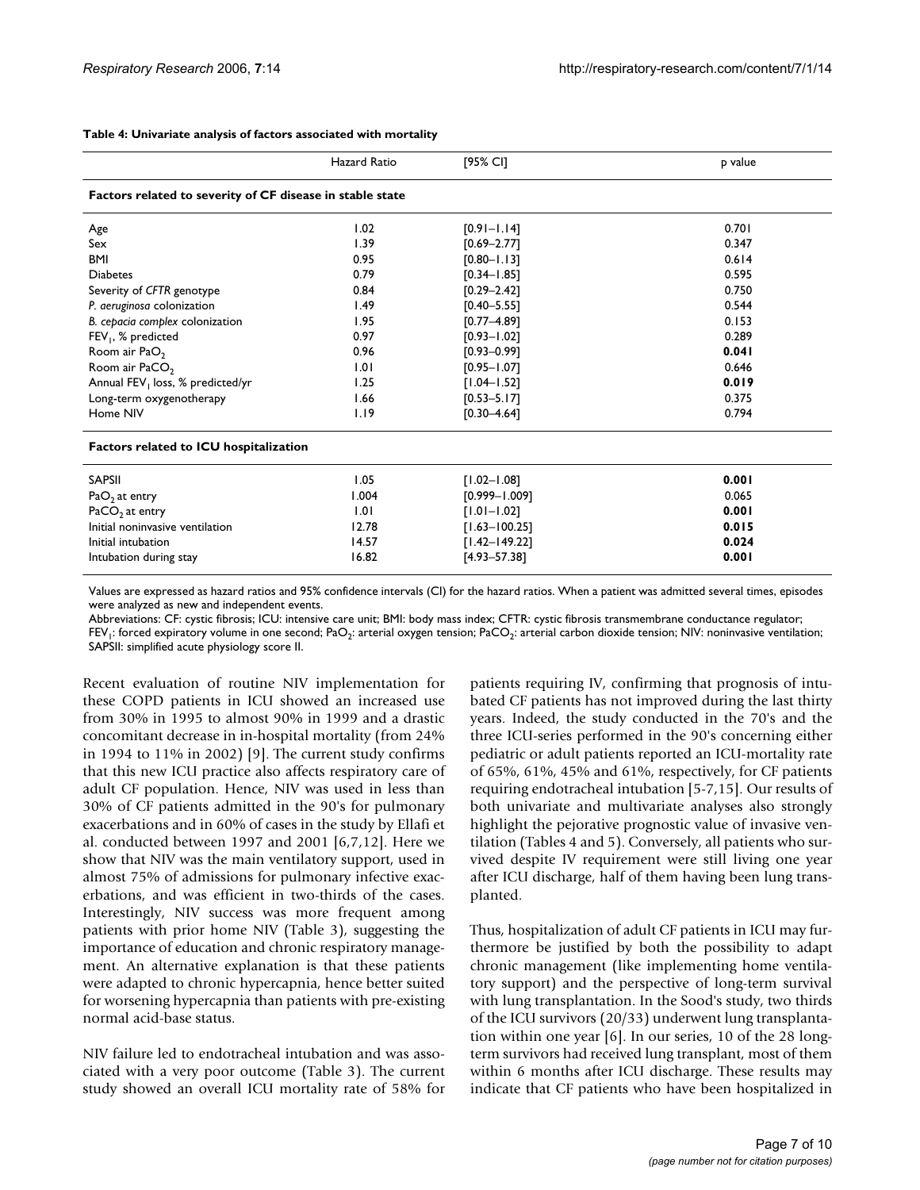**Table 4: Univariate analysis of factors associated with mortality**

| | Hazard Ratio | [95% CI] | p value |
|---|---|---|---|
| **Factors related to severity of CF disease in stable state** | | | |
| Age | 1.02 | [0.91–1.14] | 0.701 |
| Sex | 1.39 | [0.69–2.77] | 0.347 |
| BMI | 0.95 | [0.80–1.13] | 0.614 |
| Diabetes | 0.79 | [0.34–1.85] | 0.595 |
| Severity of *CFTR* genotype | 0.84 | [0.29–2.42] | 0.750 |
| *P. aeruginosa* colonization | 1.49 | [0.40–5.55] | 0.544 |
| *B. cepacia complex* colonization | 1.95 | [0.77–4.89] | 0.153 |
| $FEV_1$, % predicted | 0.97 | [0.93–1.02] | 0.289 |
| Room air $PaO_2$ | 0.96 | [0.93–0.99] | **0.041** |
| Room air $PaCO_2$ | 1.01 | [0.95–1.07] | 0.646 |
| Annual $FEV_1$ loss, % predicted/yr | 1.25 | [1.04–1.52] | **0.019** |
| Long-term oxygenotherapy | 1.66 | [0.53–5.17] | 0.375 |
| Home NIV | 1.19 | [0.30–4.64] | 0.794 |
| **Factors related to ICU hospitalization** | | | |
| SAPSII | 1.05 | [1.02–1.08] | **0.001** |
| $PaO_2$ at entry | 1.004 | [0.999–1.009] | 0.065 |
| $PaCO_2$ at entry | 1.01 | [1.01–1.02] | **0.001** |
| Initial noninvasive ventilation | 12.78 | [1.63–100.25] | **0.015** |
| Initial intubation | 14.57 | [1.42–149.22] | **0.024** |
| Intubation during stay | 16.82 | [4.93–57.38] | **0.001** |

Values are expressed as hazard ratios and 95% confidence intervals (CI) for the hazard ratios. When a patient was admitted several times, episodes were analyzed as new and independent events.

Abbreviations: CF: cystic fibrosis; ICU: intensive care unit; BMI: body mass index; CFTR: cystic fibrosis transmembrane conductance regulator; $FEV_1$: forced expiratory volume in one second; $PaO_2$: arterial oxygen tension; $PaCO_2$: arterial carbon dioxide tension; NIV: noninvasive ventilation; SAPSII: simplified acute physiology score II.

Recent evaluation of routine NIV implementation for these COPD patients in ICU showed an increased use from 30% in 1995 to almost 90% in 1999 and a drastic concomitant decrease in in-hospital mortality (from 24% in 1994 to 11% in 2002) [9]. The current study confirms that this new ICU practice also affects respiratory care of adult CF population. Hence, NIV was used in less than 30% of CF patients admitted in the 90's for pulmonary exacerbations and in 60% of cases in the study by Ellafi et al. conducted between 1997 and 2001 [6,7,12]. Here we show that NIV was the main ventilatory support, used in almost 75% of admissions for pulmonary infective exacerbations, and was efficient in two-thirds of the cases. Interestingly, NIV success was more frequent among patients with prior home NIV (Table 3), suggesting the importance of education and chronic respiratory management. An alternative explanation is that these patients were adapted to chronic hypercapnia, hence better suited for worsening hypercapnia than patients with pre-existing normal acid-base status.

NIV failure led to endotracheal intubation and was associated with a very poor outcome (Table 3). The current study showed an overall ICU mortality rate of 58% for patients requiring IV, confirming that prognosis of intubated CF patients has not improved during the last thirty years. Indeed, the study conducted in the 70's and the three ICU-series performed in the 90's concerning either pediatric or adult patients reported an ICU-mortality rate of 65%, 61%, 45% and 61%, respectively, for CF patients requiring endotracheal intubation [5-7,15]. Our results of both univariate and multivariate analyses also strongly highlight the pejorative prognostic value of invasive ventilation (Tables 4 and 5). Conversely, all patients who survived despite IV requirement were still living one year after ICU discharge, half of them having been lung transplanted.

Thus, hospitalization of adult CF patients in ICU may furthermore be justified by both the possibility to adapt chronic management (like implementing home ventilatory support) and the perspective of long-term survival with lung transplantation. In the Sood's study, two thirds of the ICU survivors (20/33) underwent lung transplantation within one year [6]. In our series, 10 of the 28 long-term survivors had received lung transplant, most of them within 6 months after ICU discharge. These results may indicate that CF patients who have been hospitalized in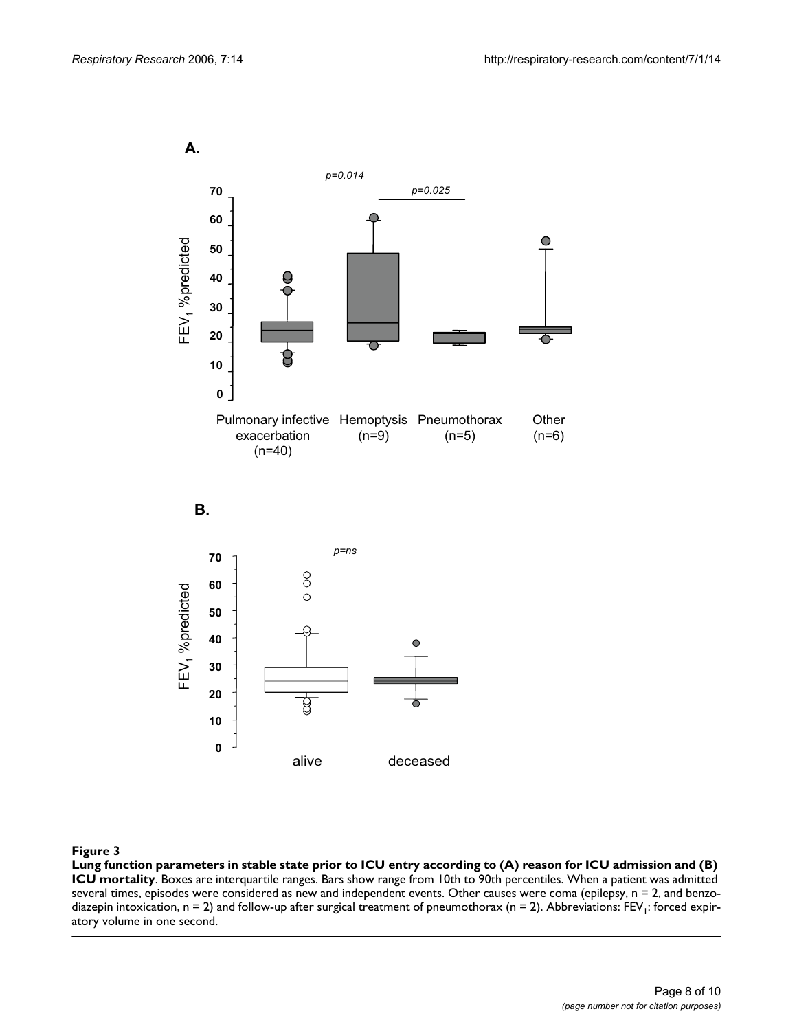**Figure 3**

**Lung function parameters in stable state prior to ICU entry according to (A) reason for ICU admission and (B) ICU mortality**. Boxes are interquartile ranges. Bars show range from 10th to 90th percentiles. When a patient was admitted several times, episodes were considered as new and independent events. Other causes were coma (epilepsy, n = 2, and benzodiazepin intoxication, n = 2) and follow-up after surgical treatment of pneumothorax (n = 2). Abbreviations: $FEV_1$: forced expiratory volume in one second.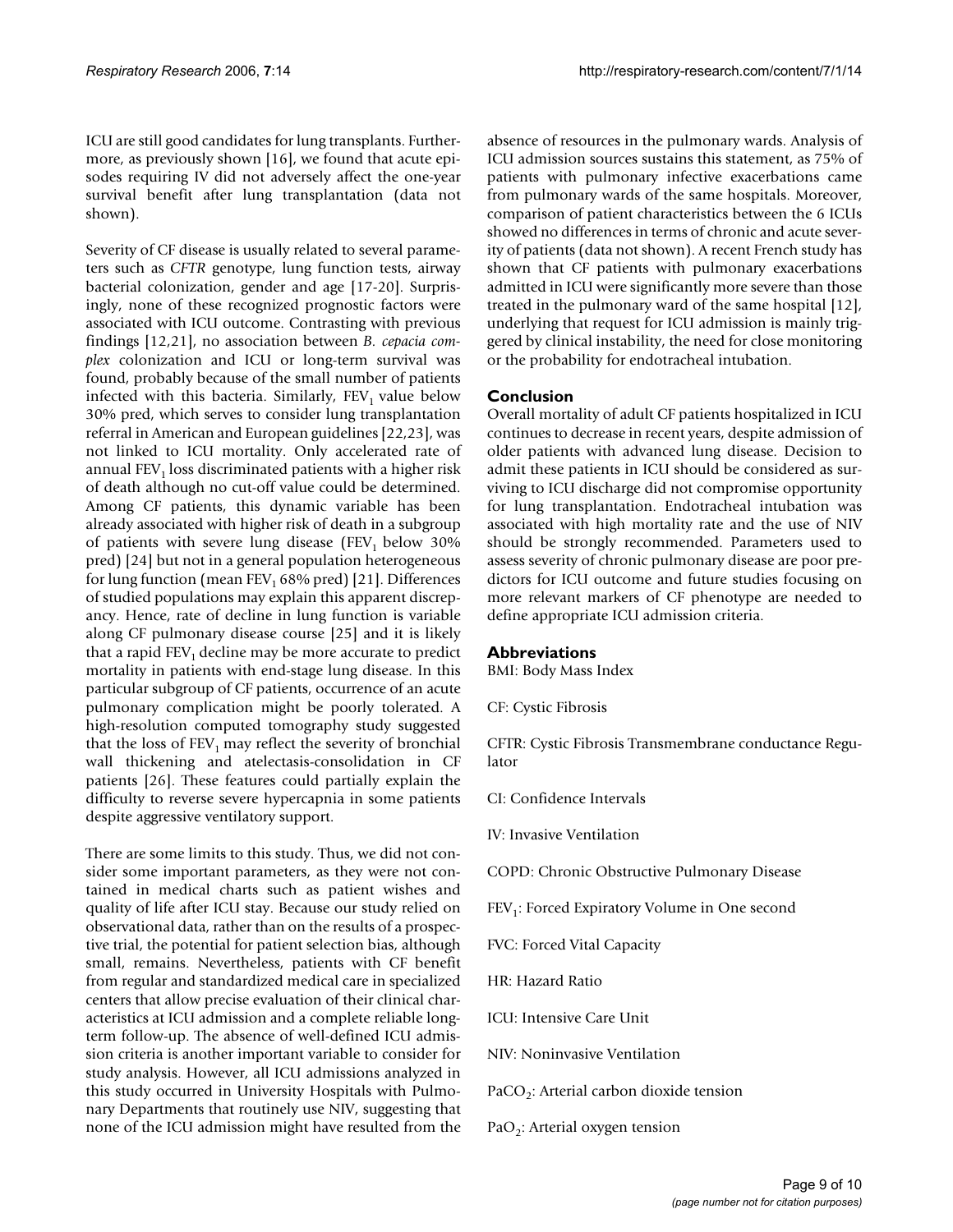ICU are still good candidates for lung transplants. Furthermore, as previously shown [16], we found that acute episodes requiring IV did not adversely affect the one-year survival benefit after lung transplantation (data not shown).

Severity of CF disease is usually related to several parameters such as *CFTR* genotype, lung function tests, airway bacterial colonization, gender and age [17-20]. Surprisingly, none of these recognized prognostic factors were associated with ICU outcome. Contrasting with previous findings [12,21], no association between *B. cepacia complex* colonization and ICU or long-term survival was found, probably because of the small number of patients infected with this bacteria. Similarly, $FEV_1$ value below 30% pred, which serves to consider lung transplantation referral in American and European guidelines [22,23], was not linked to ICU mortality. Only accelerated rate of annual $FEV_1$ loss discriminated patients with a higher risk of death although no cut-off value could be determined. Among CF patients, this dynamic variable has been already associated with higher risk of death in a subgroup of patients with severe lung disease ($FEV_1$ below 30% pred) [24] but not in a general population heterogeneous for lung function (mean $FEV_1$ 68% pred) [21]. Differences of studied populations may explain this apparent discrepancy. Hence, rate of decline in lung function is variable along CF pulmonary disease course [25] and it is likely that a rapid $FEV_1$ decline may be more accurate to predict mortality in patients with end-stage lung disease. In this particular subgroup of CF patients, occurrence of an acute pulmonary complication might be poorly tolerated. A high-resolution computed tomography study suggested that the loss of $FEV_1$ may reflect the severity of bronchial wall thickening and atelectasis-consolidation in CF patients [26]. These features could partially explain the difficulty to reverse severe hypercapnia in some patients despite aggressive ventilatory support.

There are some limits to this study. Thus, we did not consider some important parameters, as they were not contained in medical charts such as patient wishes and quality of life after ICU stay. Because our study relied on observational data, rather than on the results of a prospective trial, the potential for patient selection bias, although small, remains. Nevertheless, patients with CF benefit from regular and standardized medical care in specialized centers that allow precise evaluation of their clinical characteristics at ICU admission and a complete reliable long-term follow-up. The absence of well-defined ICU admission criteria is another important variable to consider for study analysis. However, all ICU admissions analyzed in this study occurred in University Hospitals with Pulmonary Departments that routinely use NIV, suggesting that none of the ICU admission might have resulted from the absence of resources in the pulmonary wards. Analysis of ICU admission sources sustains this statement, as 75% of patients with pulmonary infective exacerbations came from pulmonary wards of the same hospitals. Moreover, comparison of patient characteristics between the 6 ICUs showed no differences in terms of chronic and acute severity of patients (data not shown). A recent French study has shown that CF patients with pulmonary exacerbations admitted in ICU were significantly more severe than those treated in the pulmonary ward of the same hospital [12], underlying that request for ICU admission is mainly triggered by clinical instability, the need for close monitoring or the probability for endotracheal intubation.

## Conclusion

Overall mortality of adult CF patients hospitalized in ICU continues to decrease in recent years, despite admission of older patients with advanced lung disease. Decision to admit these patients in ICU should be considered as surviving to ICU discharge did not compromise opportunity for lung transplantation. Endotracheal intubation was associated with high mortality rate and the use of NIV should be strongly recommended. Parameters used to assess severity of chronic pulmonary disease are poor predictors for ICU outcome and future studies focusing on more relevant markers of CF phenotype are needed to define appropriate ICU admission criteria.

## Abbreviations

BMI: Body Mass Index

CF: Cystic Fibrosis

CFTR: Cystic Fibrosis Transmembrane conductance Regulator

CI: Confidence Intervals

IV: Invasive Ventilation

COPD: Chronic Obstructive Pulmonary Disease

$FEV_1$: Forced Expiratory Volume in One second

FVC: Forced Vital Capacity

HR: Hazard Ratio

ICU: Intensive Care Unit

NIV: Noninvasive Ventilation

$PaCO_2$: Arterial carbon dioxide tension

$PaO_2$: Arterial oxygen tension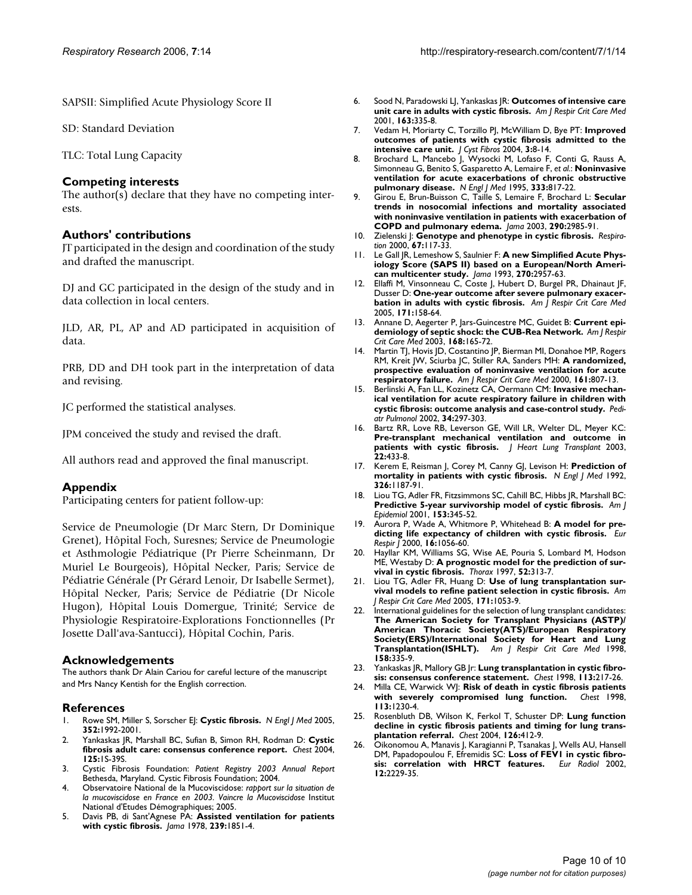SAPSII: Simplified Acute Physiology Score II

SD: Standard Deviation

TLC: Total Lung Capacity

## Competing interests

The author(s) declare that they have no competing interests.

## Authors' contributions

JT participated in the design and coordination of the study and drafted the manuscript.

DJ and GC participated in the design of the study and in data collection in local centers.

JLD, AR, PL, AP and AD participated in acquisition of data.

PRB, DD and DH took part in the interpretation of data and revising.

JC performed the statistical analyses.

JPM conceived the study and revised the draft.

All authors read and approved the final manuscript.

## Appendix

Participating centers for patient follow-up:

Service de Pneumologie (Dr Marc Stern, Dr Dominique Grenet), Hôpital Foch, Suresnes; Service de Pneumologie et Asthmologie Pédiatrique (Pr Pierre Scheinmann, Dr Muriel Le Bourgeois), Hôpital Necker, Paris; Service de Pédiatrie Générale (Pr Gérard Lenoir, Dr Isabelle Sermet), Hôpital Necker, Paris; Service de Pédiatrie (Dr Nicole Hugon), Hôpital Louis Domergue, Trinité; Service de Physiologie Respiratoire-Explorations Fonctionnelles (Pr Josette Dall'ava-Santucci), Hôpital Cochin, Paris.

## Acknowledgements

The authors thank Dr Alain Cariou for careful lecture of the manuscript and Mrs Nancy Kentish for the English correction.

## References

1. Rowe SM, Miller S, Sorscher EJ: **Cystic fibrosis.** *N Engl J Med* 2005, **352:**1992-2001.
2. Yankaskas JR, Marshall BC, Sufian B, Simon RH, Rodman D: **Cystic fibrosis adult care: consensus conference report.** *Chest* 2004, **125:**1S-39S.
3. Cystic Fibrosis Foundation: *Patient Registry 2003 Annual Report* Bethesda, Maryland. Cystic Fibrosis Foundation; 2004.
4. Observatoire National de la Mucoviscidose: *rapport sur la situation de la mucoviscidose en France en 2003. Vaincre la Mucoviscidose* Institut National d'Etudes Démographiques; 2005.
5. Davis PB, di Sant'Agnese PA: **Assisted ventilation for patients with cystic fibrosis.** *Jama* 1978, **239:**1851-4.
6. Sood N, Paradowski LJ, Yankaskas JR: **Outcomes of intensive care unit care in adults with cystic fibrosis.** *Am J Respir Crit Care Med* 2001, **163:**335-8.
7. Vedam H, Moriarty C, Torzillo PJ, McWilliam D, Bye PT: **Improved outcomes of patients with cystic fibrosis admitted to the intensive care unit.** *J Cyst Fibros* 2004, **3:**8-14.
8. Brochard L, Mancebo J, Wysocki M, Lofaso F, Conti G, Rauss A, Simonneau G, Benito S, Gasparetto A, Lemaire F, *et al.*: **Noninvasive ventilation for acute exacerbations of chronic obstructive pulmonary disease.** *N Engl J Med* 1995, **333:**817-22.
9. Girou E, Brun-Buisson C, Taille S, Lemaire F, Brochard L: **Secular trends in nosocomial infections and mortality associated with noninvasive ventilation in patients with exacerbation of COPD and pulmonary edema.** *Jama* 2003, **290:**2985-91.
10. Zielenski J: **Genotype and phenotype in cystic fibrosis.** *Respiration* 2000, **67:**117-33.
11. Le Gall JR, Lemeshow S, Saulnier F: **A new Simplified Acute Physiology Score (SAPS II) based on a European/North American multicenter study.** *Jama* 1993, **270:**2957-63.
12. Ellaffi M, Vinsonneau C, Coste J, Hubert D, Burgel PR, Dhainaut JF, Dusser D: **One-year outcome after severe pulmonary exacerbation in adults with cystic fibrosis.** *Am J Respir Crit Care Med* 2005, **171:**158-64.
13. Annane D, Aegerter P, Jars-Guincestre MC, Guidet B: **Current epidemiology of septic shock: the CUB-Rea Network.** *Am J Respir Crit Care Med* 2003, **168:**165-72.
14. Martin TJ, Hovis JD, Costantino JP, Bierman MI, Donahoe MP, Rogers RM, Kreit JW, Sciurba JC, Stiller RA, Sanders MH: **A randomized, prospective evaluation of noninvasive ventilation for acute respiratory failure.** *Am J Respir Crit Care Med* 2000, **161:**807-13.
15. Berlinski A, Fan LL, Kozinetz CA, Oermann CM: **Invasive mechanical ventilation for acute respiratory failure in children with cystic fibrosis: outcome analysis and case-control study.** *Pediatr Pulmonol* 2002, **34:**297-303.
16. Bartz RR, Love RB, Leverson GE, Will LR, Welter DL, Meyer KC: **Pre-transplant mechanical ventilation and outcome in patients with cystic fibrosis.** *J Heart Lung Transplant* 2003, **22:**433-8.
17. Kerem E, Reisman J, Corey M, Canny GJ, Levison H: **Prediction of mortality in patients with cystic fibrosis.** *N Engl J Med* 1992, **326:**1187-91.
18. Liou TG, Adler FR, Fitzsimmons SC, Cahill BC, Hibbs JR, Marshall BC: **Predictive 5-year survivorship model of cystic fibrosis.** *Am J Epidemiol* 2001, **153:**345-52.
19. Aurora P, Wade A, Whitmore P, Whitehead B: **A model for predicting life expectancy of children with cystic fibrosis.** *Eur Respir J* 2000, **16:**1056-60.
20. Hayllar KM, Williams SG, Wise AE, Pouria S, Lombard M, Hodson ME, Westaby D: **A prognostic model for the prediction of survival in cystic fibrosis.** *Thorax* 1997, **52:**313-7.
21. Liou TG, Adler FR, Huang D: **Use of lung transplantation survival models to refine patient selection in cystic fibrosis.** *Am J Respir Crit Care Med* 2005, **171:**1053-9.
22. International guidelines for the selection of lung transplant candidates: **The American Society for Transplant Physicians (ASTP)/American Thoracic Society(ATS)/European Respiratory Society(ERS)/International Society for Heart and Lung Transplantation(ISHLT).** *Am J Respir Crit Care Med* 1998, **158:**335-9.
23. Yankaskas JR, Mallory GB Jr: **Lung transplantation in cystic fibrosis: consensus conference statement.** *Chest* 1998, **113:**217-26.
24. Milla CE, Warwick WJ: **Risk of death in cystic fibrosis patients with severely compromised lung function.** *Chest* 1998, **113:**1230-4.
25. Rosenbluth DB, Wilson K, Ferkol T, Schuster DP: **Lung function decline in cystic fibrosis patients and timing for lung transplantation referral.** *Chest* 2004, **126:**412-9.
26. Oikonomou A, Manavis J, Karagianni P, Tsanakas J, Wells AU, Hansell DM, Papadopoulou F, Efremidis SC: **Loss of FEV1 in cystic fibrosis: correlation with HRCT features.** *Eur Radiol* 2002, **12:**2229-35.